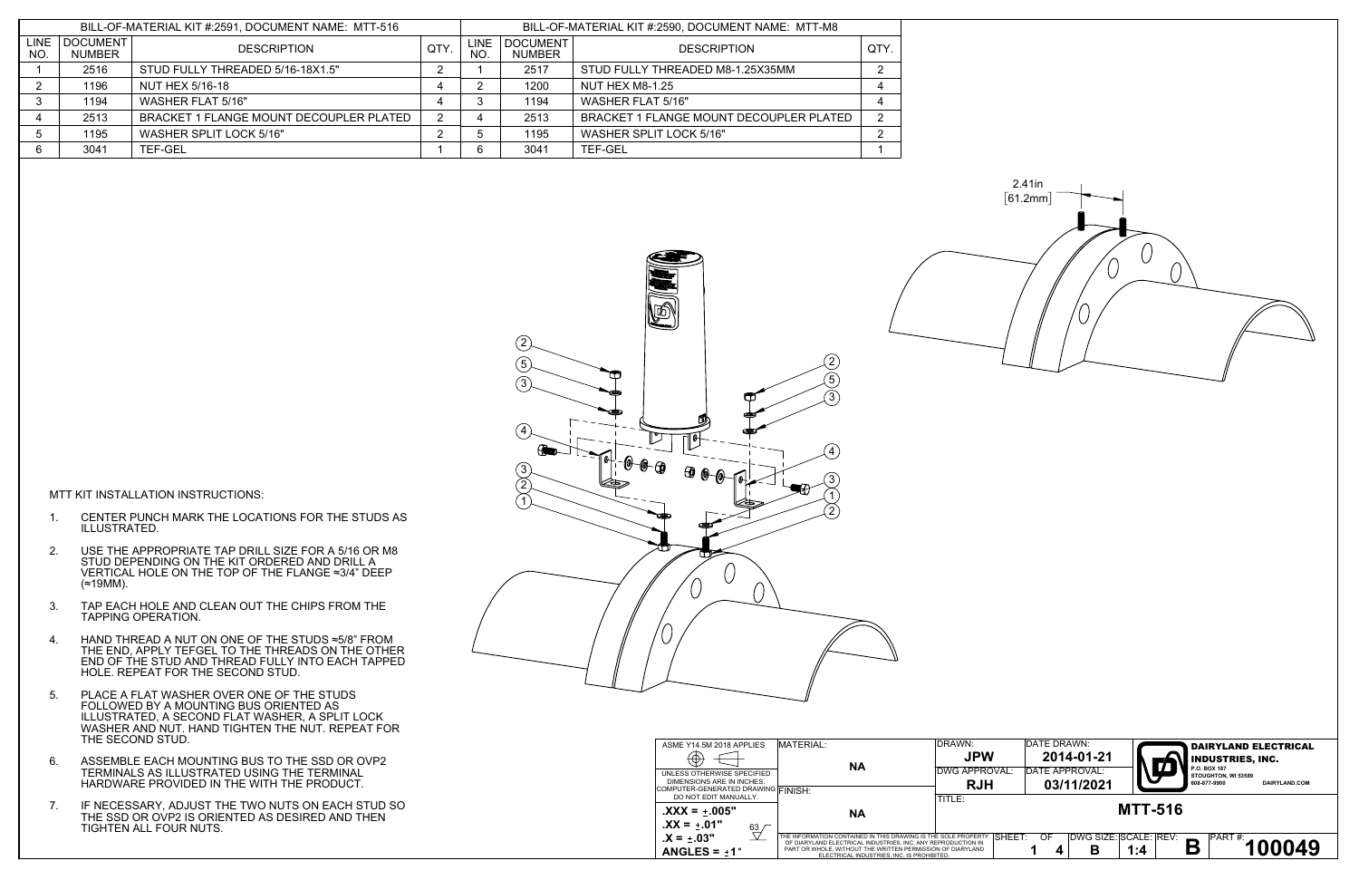| BILL-OF-MATERIAL KIT #:2591, DOCUMENT NAME: MTT-516 | | | |
|---|---|---|---|
| LINE NO. | DOCUMENT NUMBER | DESCRIPTION | QTY. |
| 1 | 2516 | STUD FULLY THREADED 5/16-18X1.5" | 2 |
| 2 | 1196 | NUT HEX 5/16-18 | 4 |
| 3 | 1194 | WASHER FLAT 5/16" | 4 |
| 4 | 2513 | BRACKET 1 FLANGE MOUNT DECOUPLER PLATED | 2 |
| 5 | 1195 | WASHER SPLIT LOCK 5/16" | 2 |
| 6 | 3041 | TEF-GEL | 1 |

| BILL-OF-MATERIAL KIT #:2590, DOCUMENT NAME: MTT-M8 | | | |
|---|---|---|---|
| LINE NO. | DOCUMENT NUMBER | DESCRIPTION | QTY. |
| 1 | 2517 | STUD FULLY THREADED M8-1.25X35MM | 2 |
| 2 | 1200 | NUT HEX M8-1.25 | 4 |
| 3 | 1194 | WASHER FLAT 5/16" | 4 |
| 4 | 2513 | BRACKET 1 FLANGE MOUNT DECOUPLER PLATED | 2 |
| 5 | 1195 | WASHER SPLIT LOCK 5/16" | 2 |
| 6 | 3041 | TEF-GEL | 1 |

2.41in
[61.2mm]

MTT KIT INSTALLATION INSTRUCTIONS:

1. CENTER PUNCH MARK THE LOCATIONS FOR THE STUDS AS ILLUSTRATED.
2. USE THE APPROPRIATE TAP DRILL SIZE FOR A 5/16 OR M8 STUD DEPENDING ON THE KIT ORDERED AND DRILL A VERTICAL HOLE ON THE TOP OF THE FLANGE ≈3/4" DEEP (≈19MM).
3. TAP EACH HOLE AND CLEAN OUT THE CHIPS FROM THE TAPPING OPERATION.
4. HAND THREAD A NUT ON ONE OF THE STUDS ≈5/8" FROM THE END, APPLY TEFGEL TO THE THREADS ON THE OTHER END OF THE STUD AND THREAD FULLY INTO EACH TAPPED HOLE. REPEAT FOR THE SECOND STUD.
5. PLACE A FLAT WASHER OVER ONE OF THE STUDS FOLLOWED BY A MOUNTING BUS ORIENTED AS ILLUSTRATED, A SECOND FLAT WASHER, A SPLIT LOCK WASHER AND NUT. HAND TIGHTEN THE NUT. REPEAT FOR THE SECOND STUD.
6. ASSEMBLE EACH MOUNTING BUS TO THE SSD OR OVP2 TERMINALS AS ILLUSTRATED USING THE TERMINAL HARDWARE PROVIDED IN THE WITH THE PRODUCT.
7. IF NECESSARY, ADJUST THE TWO NUTS ON EACH STUD SO THE SSD OR OVP2 IS ORIENTED AS DESIRED AND THEN TIGHTEN ALL FOUR NUTS.

| ASME Y14.5M 2018 APPLIES | MATERIAL: NA | DRAWN: JPW | DATE DRAWN: 2014-01-21 | DAIRYLAND ELECTRICAL INDUSTRIES, INC. P.O. BOX 187 STOUGHTON, WI 53589 608-877-9900 DAIRYLAND.COM |
|---|---|---|---|---|
| UNLESS OTHERWISE SPECIFIED DIMENSIONS ARE IN INCHES. COMPUTER-GENERATED DRAWING DO NOT EDIT MANUALLY. | FINISH: NA | DWG APPROVAL: RJH | DATE APPROVAL: 03/11/2021 | |
| .XXX = ±.005" .XX = ±.01" .X = ±.03" ANGLES = ±1° | THE INFORMATION CONTAINED IN THIS DRAWING IS THE SOLE PROPERTY OF DIARYLAND ELECTRICAL INDUSTRIES, INC. ANY REPRODUCTION IN PART OR WHOLE, WITHOUT THE WRITTEN PERMISSION OF DIARYLAND ELECTRICAL INDUSTRIES, INC. IS PROHIBITED. | TITLE: MTT-516 | | |
| SHEET: 1 OF 4 | DWG SIZE: B | SCALE: 1:4 | REV: B | PART #: 100049 |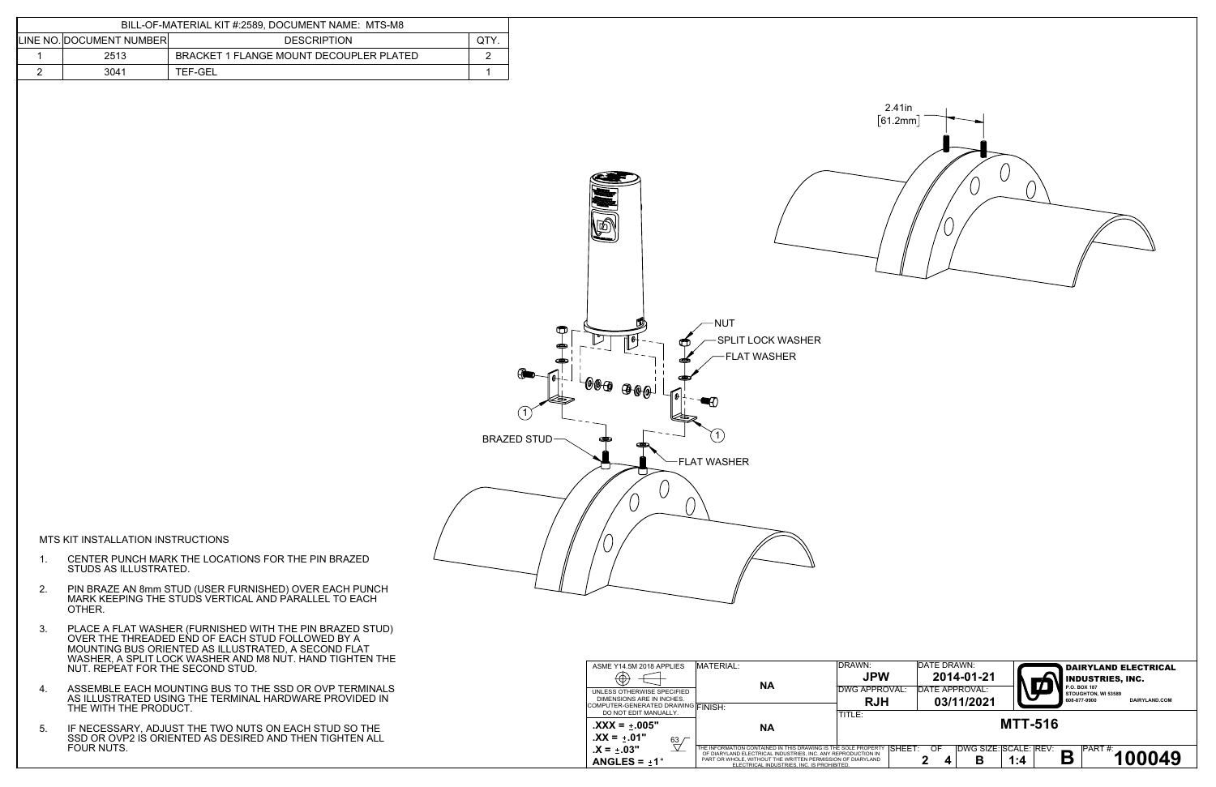| BILL-OF-MATERIAL KIT #:2589, DOCUMENT NAME: MTS-M8 | | | |
|---|---|---|---|
| LINE NO. | DOCUMENT NUMBER | DESCRIPTION | QTY. |
| 1 | 2513 | BRACKET 1 FLANGE MOUNT DECOUPLER PLATED | 2 |
| 2 | 3041 | TEF-GEL | 1 |

2.41in
[61.2mm]

NUT
SPLIT LOCK WASHER
FLAT WASHER
BRAZED STUD
FLAT WASHER

## MTS KIT INSTALLATION INSTRUCTIONS

1. CENTER PUNCH MARK THE LOCATIONS FOR THE PIN BRAZED STUDS AS ILLUSTRATED.
2. PIN BRAZE AN 8mm STUD (USER FURNISHED) OVER EACH PUNCH MARK KEEPING THE STUDS VERTICAL AND PARALLEL TO EACH OTHER.
3. PLACE A FLAT WASHER (FURNISHED WITH THE PIN BRAZED STUD) OVER THE THREADED END OF EACH STUD FOLLOWED BY A MOUNTING BUS ORIENTED AS ILLUSTRATED, A SECOND FLAT WASHER, A SPLIT LOCK WASHER AND M8 NUT. HAND TIGHTEN THE NUT. REPEAT FOR THE SECOND STUD.
4. ASSEMBLE EACH MOUNTING BUS TO THE SSD OR OVP TERMINALS AS ILLUSTRATED USING THE TERMINAL HARDWARE PROVIDED IN THE WITH THE PRODUCT.
5. IF NECESSARY, ADJUST THE TWO NUTS ON EACH STUD SO THE SSD OR OVP2 IS ORIENTED AS DESIRED AND THEN TIGHTEN ALL FOUR NUTS.

ASME Y14.5M 2018 APPLIES

UNLESS OTHERWISE SPECIFIED DIMENSIONS ARE IN INCHES.
COMPUTER-GENERATED DRAWING DO NOT EDIT MANUALLY.

.XXX = ±.005"
.XX = ±.01"
.X = ±.03"
ANGLES = ±1°

MATERIAL: NA
FINISH: NA

THE INFORMATION CONTAINED IN THIS DRAWING IS THE SOLE PROPERTY OF DIARYLAND ELECTRICAL INDUSTRIES, INC. ANY REPRODUCTION IN PART OR WHOLE, WITHOUT THE WRITTEN PERMISSION OF DIARYLAND ELECTRICAL INDUSTRIES, INC. IS PROHIBITED.

DRAWN: JPW
DATE DRAWN: 2014-01-21
DWG APPROVAL: RJH
DATE APPROVAL: 03/11/2021

DAIRYLAND ELECTRICAL INDUSTRIES, INC.
P.O. BOX 187
STOUGHTON, WI 53589
608-877-9900
DAIRYLAND.COM

TITLE: MTT-516

SHEET: 2 OF 4
DWG SIZE: B
SCALE: 1:4
REV: B
PART #: 100049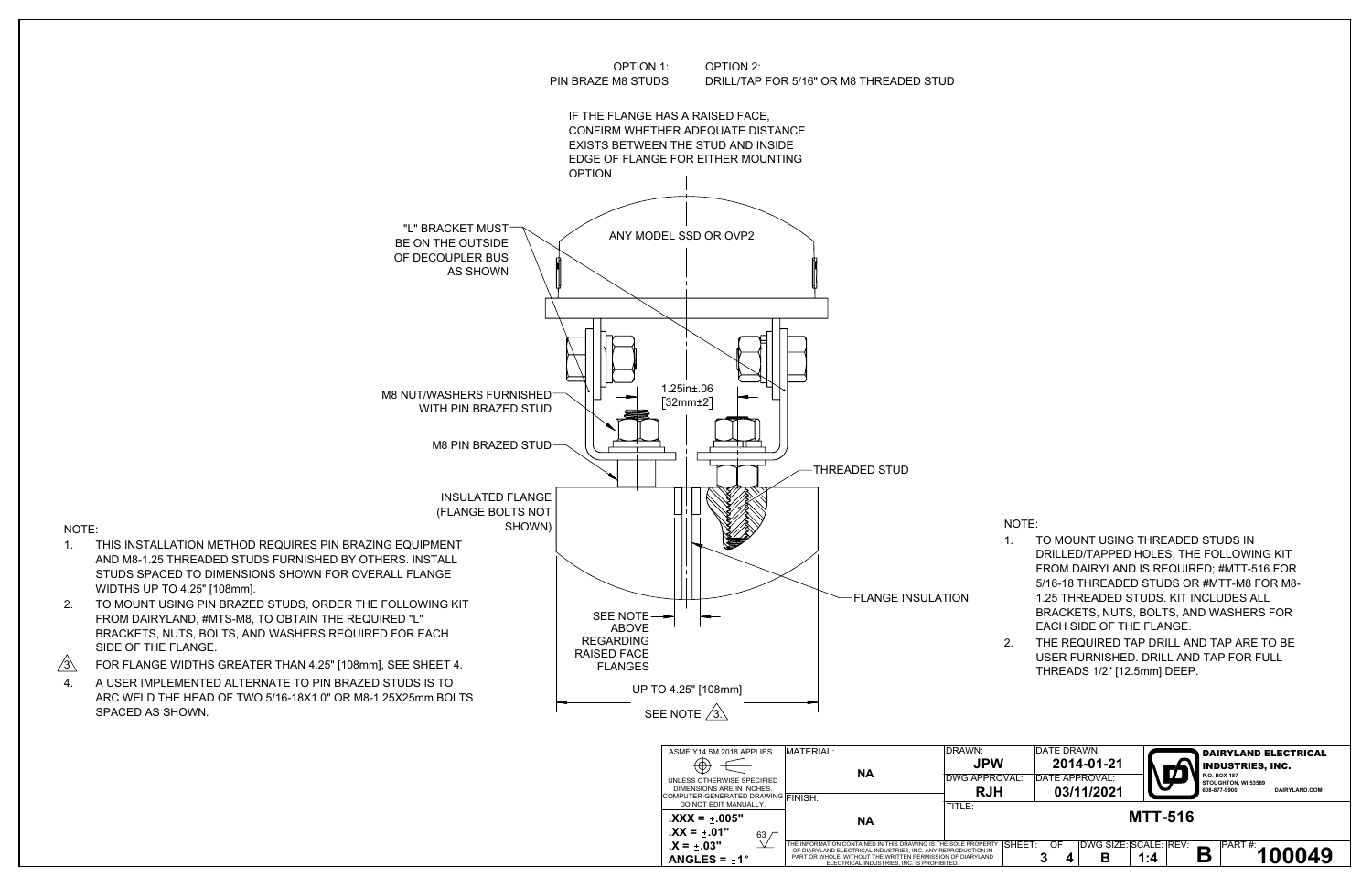OPTION 1: PIN BRAZE M8 STUDS

OPTION 2: DRILL/TAP FOR 5/16" OR M8 THREADED STUD

IF THE FLANGE HAS A RAISED FACE, CONFIRM WHETHER ADEQUATE DISTANCE EXISTS BETWEEN THE STUD AND INSIDE EDGE OF FLANGE FOR EITHER MOUNTING OPTION

ANY MODEL SSD OR OVP2

"L" BRACKET MUST BE ON THE OUTSIDE OF DECOUPLER BUS AS SHOWN

M8 NUT/WASHERS FURNISHED WITH PIN BRAZED STUD

1.25in±.06 [32mm±2]

M8 PIN BRAZED STUD

THREADED STUD

INSULATED FLANGE (FLANGE BOLTS NOT SHOWN)

FLANGE INSULATION

SEE NOTE ABOVE REGARDING RAISED FACE FLANGES

UP TO 4.25" [108mm]

SEE NOTE 3

NOTE:

1. THIS INSTALLATION METHOD REQUIRES PIN BRAZING EQUIPMENT AND M8-1.25 THREADED STUDS FURNISHED BY OTHERS. INSTALL STUDS SPACED TO DIMENSIONS SHOWN FOR OVERALL FLANGE WIDTHS UP TO 4.25" [108mm].
2. TO MOUNT USING PIN BRAZED STUDS, ORDER THE FOLLOWING KIT FROM DAIRYLAND, #MTS-M8, TO OBTAIN THE REQUIRED "L" BRACKETS, NUTS, BOLTS, AND WASHERS REQUIRED FOR EACH SIDE OF THE FLANGE.
3. FOR FLANGE WIDTHS GREATER THAN 4.25" [108mm], SEE SHEET 4.
4. A USER IMPLEMENTED ALTERNATE TO PIN BRAZED STUDS IS TO ARC WELD THE HEAD OF TWO 5/16-18X1.0" OR M8-1.25X25mm BOLTS SPACED AS SHOWN.

NOTE:

1. TO MOUNT USING THREADED STUDS IN DRILLED/TAPPED HOLES, THE FOLLOWING KIT FROM DAIRYLAND IS REQUIRED; #MTT-516 FOR 5/16-18 THREADED STUDS OR #MTT-M8 FOR M8-1.25 THREADED STUDS. KIT INCLUDES ALL BRACKETS, NUTS, BOLTS, AND WASHERS FOR EACH SIDE OF THE FLANGE.
2. THE REQUIRED TAP DRILL AND TAP ARE TO BE USER FURNISHED. DRILL AND TAP FOR FULL THREADS 1/2" [12.5mm] DEEP.

| ASME Y14.5M 2018 APPLIES | MATERIAL: NA | DRAWN: JPW | DATE DRAWN: 2014-01-21 | DAIRYLAND ELECTRICAL INDUSTRIES, INC. P.O. BOX 187 STOUGHTON, WI 53589 608-877-9900 DAIRYLAND.COM |
|---|---|---|---|---|
| UNLESS OTHERWISE SPECIFIED DIMENSIONS ARE IN INCHES. COMPUTER-GENERATED DRAWING DO NOT EDIT MANUALLY. | FINISH: NA | DWG APPROVAL: RJH | DATE APPROVAL: 03/11/2021 | |
| .XXX = ±.005" .XX = ±.01" .X = ±.03" ANGLES = ±1° | THE INFORMATION CONTAINED IN THIS DRAWING IS THE SOLE PROPERTY OF DIARYLAND ELECTRICAL INDUSTRIES, INC. ANY REPRODUCTION IN PART OR WHOLE, WITHOUT THE WRITTEN PERMISSION OF DIARYLAND ELECTRICAL INDUSTRIES, INC. IS PROHIBITED. | TITLE: MTT-516 | | |
| | | SHEET: 3 OF 4 | DWG SIZE: B SCALE: 1:4 REV: B | PART #: 100049 |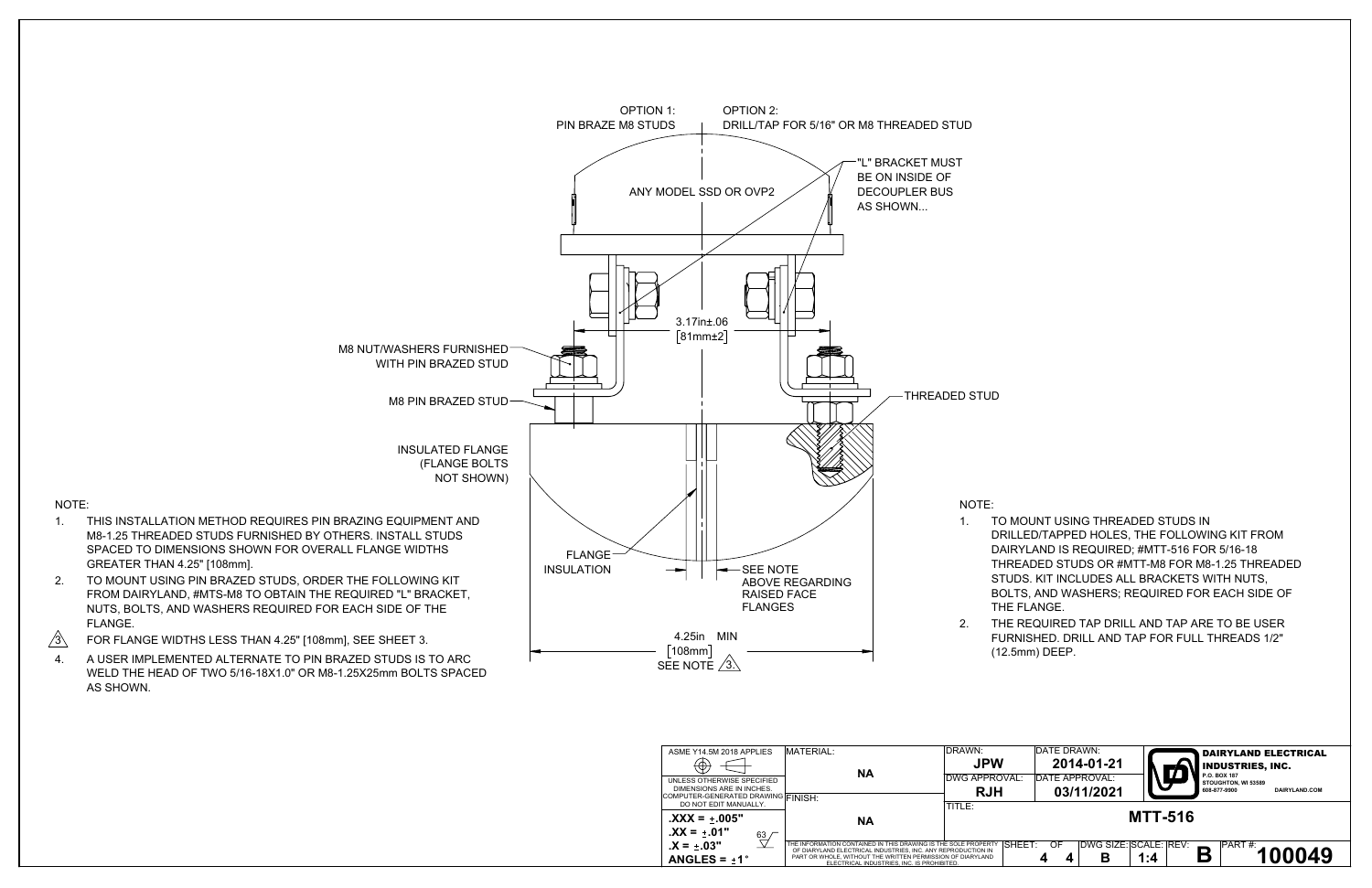OPTION 1:
PIN BRAZE M8 STUDS

OPTION 2:
DRILL/TAP FOR 5/16" OR M8 THREADED STUD

ANY MODEL SSD OR OVP2

"L" BRACKET MUST BE ON INSIDE OF DECOUPLER BUS AS SHOWN...

3.17in±.06
[81mm±2]

M8 NUT/WASHERS FURNISHED WITH PIN BRAZED STUD

M8 PIN BRAZED STUD

THREADED STUD

INSULATED FLANGE
(FLANGE BOLTS NOT SHOWN)

FLANGE INSULATION

SEE NOTE ABOVE REGARDING RAISED FACE FLANGES

4.25in MIN
[108mm]
SEE NOTE 3

NOTE:

1. THIS INSTALLATION METHOD REQUIRES PIN BRAZING EQUIPMENT AND M8-1.25 THREADED STUDS FURNISHED BY OTHERS. INSTALL STUDS SPACED TO DIMENSIONS SHOWN FOR OVERALL FLANGE WIDTHS GREATER THAN 4.25" [108mm].
2. TO MOUNT USING PIN BRAZED STUDS, ORDER THE FOLLOWING KIT FROM DAIRYLAND, #MTS-M8 TO OBTAIN THE REQUIRED "L" BRACKET, NUTS, BOLTS, AND WASHERS REQUIRED FOR EACH SIDE OF THE FLANGE.
3. FOR FLANGE WIDTHS LESS THAN 4.25" [108mm], SEE SHEET 3.
4. A USER IMPLEMENTED ALTERNATE TO PIN BRAZED STUDS IS TO ARC WELD THE HEAD OF TWO 5/16-18X1.0" OR M8-1.25X25mm BOLTS SPACED AS SHOWN.

NOTE:

1. TO MOUNT USING THREADED STUDS IN DRILLED/TAPPED HOLES, THE FOLLOWING KIT FROM DAIRYLAND IS REQUIRED; #MTT-516 FOR 5/16-18 THREADED STUDS OR #MTT-M8 FOR M8-1.25 THREADED STUDS. KIT INCLUDES ALL BRACKETS WITH NUTS, BOLTS, AND WASHERS; REQUIRED FOR EACH SIDE OF THE FLANGE.
2. THE REQUIRED TAP DRILL AND TAP ARE TO BE USER FURNISHED. DRILL AND TAP FOR FULL THREADS 1/2" (12.5mm) DEEP.

| | | | | |
|---|---|---|---|---|
| ASME Y14.5M 2018 APPLIES<br>UNLESS OTHERWISE SPECIFIED DIMENSIONS ARE IN INCHES. COMPUTER-GENERATED DRAWING DO NOT EDIT MANUALLY. | MATERIAL: NA | DRAWN: JPW | DATE DRAWN: 2014-01-21 | DAIRYLAND ELECTRICAL INDUSTRIES, INC. P.O. BOX 187 STOUGHTON, WI 53589 608-877-9900 DAIRYLAND.COM |
| | | DWG APPROVAL: RJH | DATE APPROVAL: 03/11/2021 | |
| .XXX = ±.005"<br>.XX = ±.01"<br>.X = ±.03"<br>ANGLES = ±1° | FINISH: NA | TITLE: MTT-516 | | |
| 63 | THE INFORMATION CONTAINED IN THIS DRAWING IS THE SOLE PROPERTY OF DIARYLAND ELECTRICAL INDUSTRIES, INC. ANY REPRODUCTION IN PART OR WHOLE, WITHOUT THE WRITTEN PERMISSION OF DIARYLAND ELECTRICAL INDUSTRIES, INC. IS PROHIBITED. | SHEET: 4 OF 4 | DWG SIZE: B SCALE: 1:4 REV: B | PART #: 100049 |